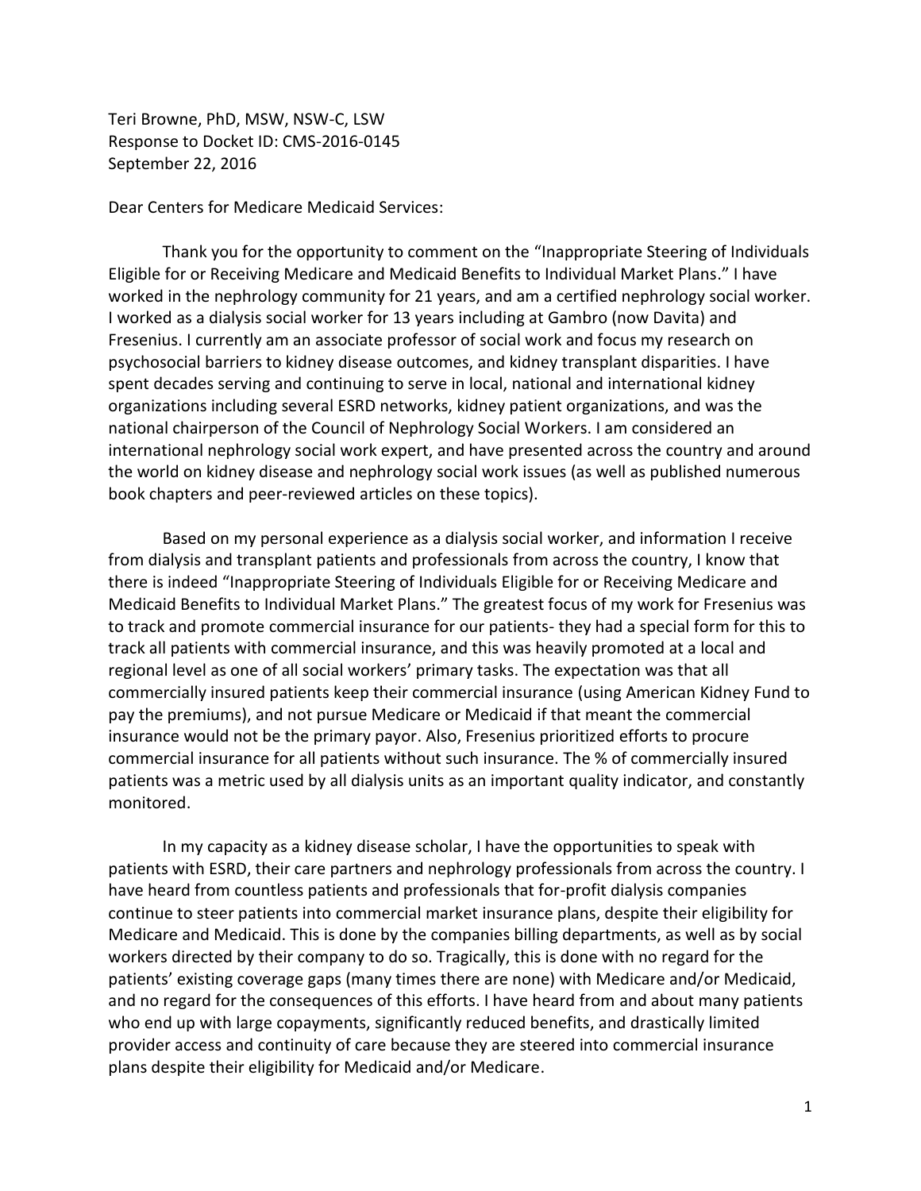Teri Browne, PhD, MSW, NSW-C, LSW
Response to Docket ID: CMS-2016-0145
September 22, 2016

Dear Centers for Medicare Medicaid Services:

Thank you for the opportunity to comment on the "Inappropriate Steering of Individuals Eligible for or Receiving Medicare and Medicaid Benefits to Individual Market Plans." I have worked in the nephrology community for 21 years, and am a certified nephrology social worker. I worked as a dialysis social worker for 13 years including at Gambro (now Davita) and Fresenius. I currently am an associate professor of social work and focus my research on psychosocial barriers to kidney disease outcomes, and kidney transplant disparities. I have spent decades serving and continuing to serve in local, national and international kidney organizations including several ESRD networks, kidney patient organizations, and was the national chairperson of the Council of Nephrology Social Workers. I am considered an international nephrology social work expert, and have presented across the country and around the world on kidney disease and nephrology social work issues (as well as published numerous book chapters and peer-reviewed articles on these topics).

Based on my personal experience as a dialysis social worker, and information I receive from dialysis and transplant patients and professionals from across the country, I know that there is indeed "Inappropriate Steering of Individuals Eligible for or Receiving Medicare and Medicaid Benefits to Individual Market Plans." The greatest focus of my work for Fresenius was to track and promote commercial insurance for our patients- they had a special form for this to track all patients with commercial insurance, and this was heavily promoted at a local and regional level as one of all social workers' primary tasks. The expectation was that all commercially insured patients keep their commercial insurance (using American Kidney Fund to pay the premiums), and not pursue Medicare or Medicaid if that meant the commercial insurance would not be the primary payor. Also, Fresenius prioritized efforts to procure commercial insurance for all patients without such insurance. The % of commercially insured patients was a metric used by all dialysis units as an important quality indicator, and constantly monitored.

In my capacity as a kidney disease scholar, I have the opportunities to speak with patients with ESRD, their care partners and nephrology professionals from across the country. I have heard from countless patients and professionals that for-profit dialysis companies continue to steer patients into commercial market insurance plans, despite their eligibility for Medicare and Medicaid. This is done by the companies billing departments, as well as by social workers directed by their company to do so. Tragically, this is done with no regard for the patients' existing coverage gaps (many times there are none) with Medicare and/or Medicaid, and no regard for the consequences of this efforts. I have heard from and about many patients who end up with large copayments, significantly reduced benefits, and drastically limited provider access and continuity of care because they are steered into commercial insurance plans despite their eligibility for Medicaid and/or Medicare.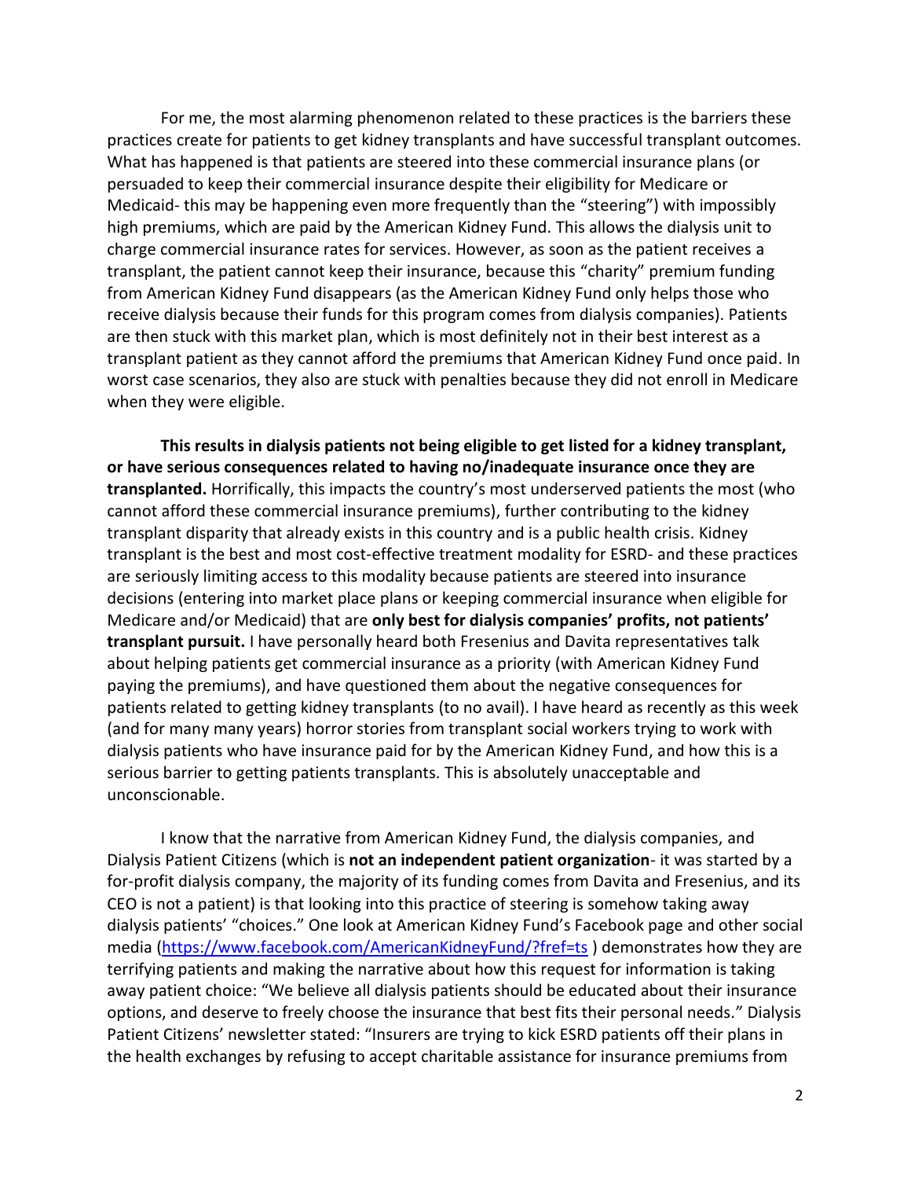For me, the most alarming phenomenon related to these practices is the barriers these practices create for patients to get kidney transplants and have successful transplant outcomes. What has happened is that patients are steered into these commercial insurance plans (or persuaded to keep their commercial insurance despite their eligibility for Medicare or Medicaid- this may be happening even more frequently than the "steering") with impossibly high premiums, which are paid by the American Kidney Fund. This allows the dialysis unit to charge commercial insurance rates for services. However, as soon as the patient receives a transplant, the patient cannot keep their insurance, because this "charity" premium funding from American Kidney Fund disappears (as the American Kidney Fund only helps those who receive dialysis because their funds for this program comes from dialysis companies). Patients are then stuck with this market plan, which is most definitely not in their best interest as a transplant patient as they cannot afford the premiums that American Kidney Fund once paid. In worst case scenarios, they also are stuck with penalties because they did not enroll in Medicare when they were eligible.

**This results in dialysis patients not being eligible to get listed for a kidney transplant, or have serious consequences related to having no/inadequate insurance once they are transplanted.** Horrifically, this impacts the country's most underserved patients the most (who cannot afford these commercial insurance premiums), further contributing to the kidney transplant disparity that already exists in this country and is a public health crisis. Kidney transplant is the best and most cost-effective treatment modality for ESRD- and these practices are seriously limiting access to this modality because patients are steered into insurance decisions (entering into market place plans or keeping commercial insurance when eligible for Medicare and/or Medicaid) that are **only best for dialysis companies' profits, not patients' transplant pursuit.** I have personally heard both Fresenius and Davita representatives talk about helping patients get commercial insurance as a priority (with American Kidney Fund paying the premiums), and have questioned them about the negative consequences for patients related to getting kidney transplants (to no avail). I have heard as recently as this week (and for many many years) horror stories from transplant social workers trying to work with dialysis patients who have insurance paid for by the American Kidney Fund, and how this is a serious barrier to getting patients transplants. This is absolutely unacceptable and unconscionable.

I know that the narrative from American Kidney Fund, the dialysis companies, and Dialysis Patient Citizens (which is **not an independent patient organization**- it was started by a for-profit dialysis company, the majority of its funding comes from Davita and Fresenius, and its CEO is not a patient) is that looking into this practice of steering is somehow taking away dialysis patients' "choices." One look at American Kidney Fund's Facebook page and other social media (https://www.facebook.com/AmericanKidneyFund/?fref=ts ) demonstrates how they are terrifying patients and making the narrative about how this request for information is taking away patient choice: "We believe all dialysis patients should be educated about their insurance options, and deserve to freely choose the insurance that best fits their personal needs." Dialysis Patient Citizens' newsletter stated: "Insurers are trying to kick ESRD patients off their plans in the health exchanges by refusing to accept charitable assistance for insurance premiums from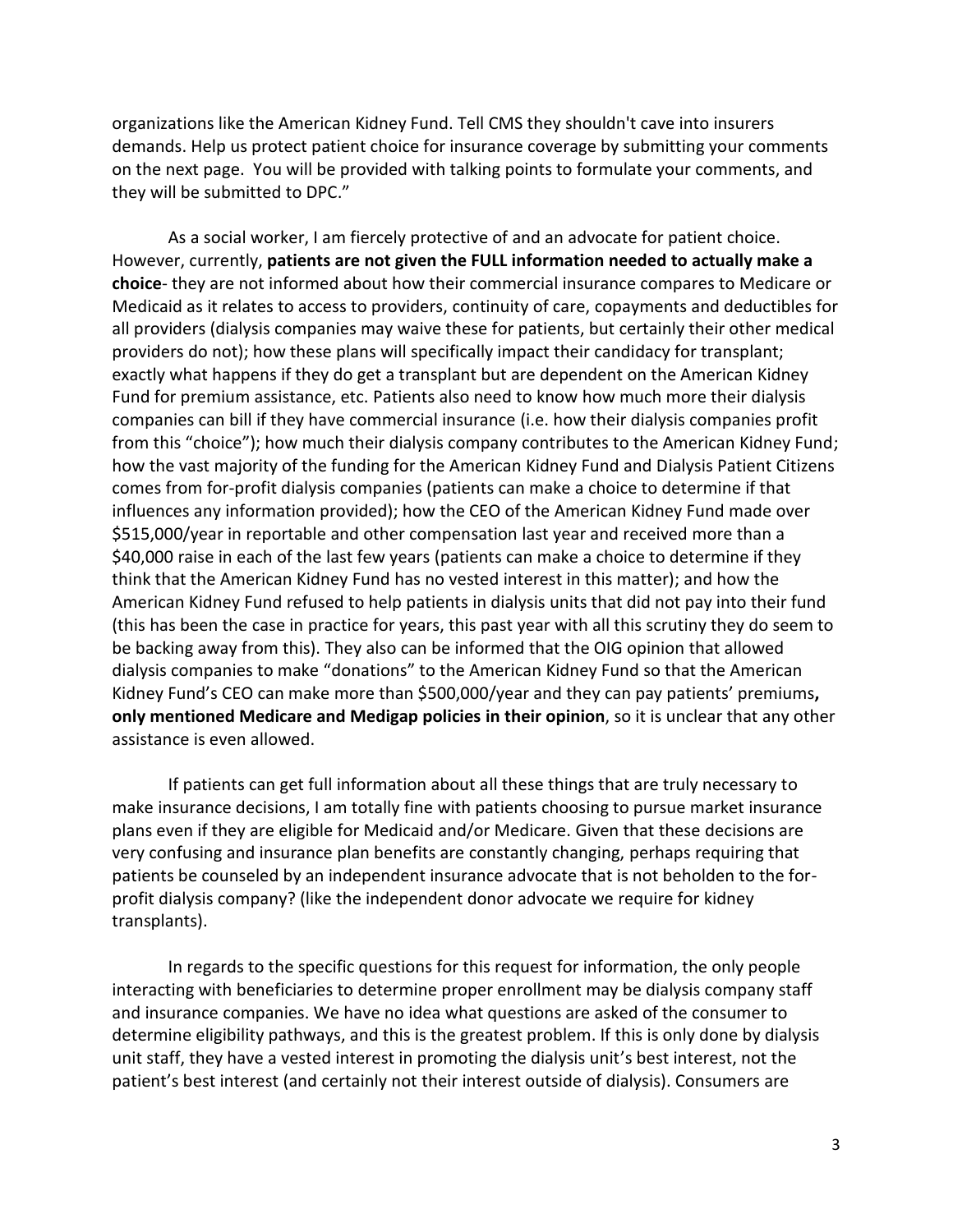organizations like the American Kidney Fund. Tell CMS they shouldn't cave into insurers demands. Help us protect patient choice for insurance coverage by submitting your comments on the next page. You will be provided with talking points to formulate your comments, and they will be submitted to DPC."

As a social worker, I am fiercely protective of and an advocate for patient choice. However, currently, **patients are not given the FULL information needed to actually make a choice**- they are not informed about how their commercial insurance compares to Medicare or Medicaid as it relates to access to providers, continuity of care, copayments and deductibles for all providers (dialysis companies may waive these for patients, but certainly their other medical providers do not); how these plans will specifically impact their candidacy for transplant; exactly what happens if they do get a transplant but are dependent on the American Kidney Fund for premium assistance, etc. Patients also need to know how much more their dialysis companies can bill if they have commercial insurance (i.e. how their dialysis companies profit from this "choice"); how much their dialysis company contributes to the American Kidney Fund; how the vast majority of the funding for the American Kidney Fund and Dialysis Patient Citizens comes from for-profit dialysis companies (patients can make a choice to determine if that influences any information provided); how the CEO of the American Kidney Fund made over $515,000/year in reportable and other compensation last year and received more than a $40,000 raise in each of the last few years (patients can make a choice to determine if they think that the American Kidney Fund has no vested interest in this matter); and how the American Kidney Fund refused to help patients in dialysis units that did not pay into their fund (this has been the case in practice for years, this past year with all this scrutiny they do seem to be backing away from this). They also can be informed that the OIG opinion that allowed dialysis companies to make "donations" to the American Kidney Fund so that the American Kidney Fund's CEO can make more than $500,000/year and they can pay patients' premiums**, only mentioned Medicare and Medigap policies in their opinion**, so it is unclear that any other assistance is even allowed.

If patients can get full information about all these things that are truly necessary to make insurance decisions, I am totally fine with patients choosing to pursue market insurance plans even if they are eligible for Medicaid and/or Medicare. Given that these decisions are very confusing and insurance plan benefits are constantly changing, perhaps requiring that patients be counseled by an independent insurance advocate that is not beholden to the for-profit dialysis company? (like the independent donor advocate we require for kidney transplants).

In regards to the specific questions for this request for information, the only people interacting with beneficiaries to determine proper enrollment may be dialysis company staff and insurance companies. We have no idea what questions are asked of the consumer to determine eligibility pathways, and this is the greatest problem. If this is only done by dialysis unit staff, they have a vested interest in promoting the dialysis unit's best interest, not the patient's best interest (and certainly not their interest outside of dialysis). Consumers are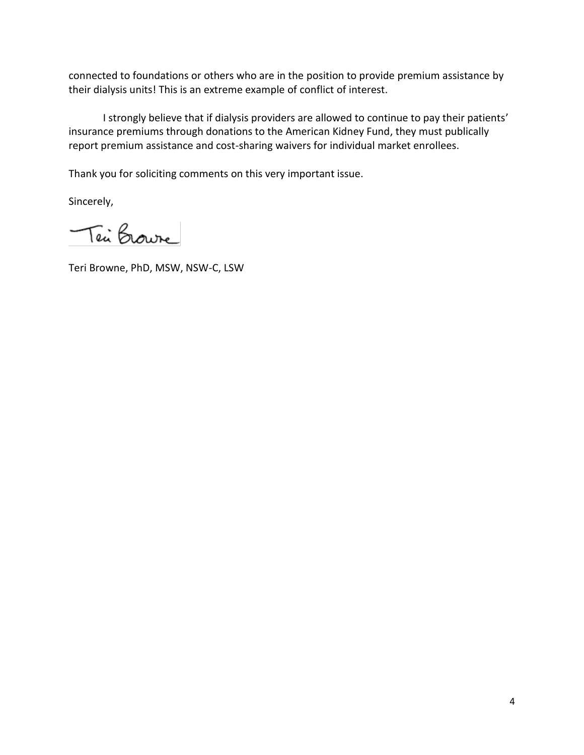connected to foundations or others who are in the position to provide premium assistance by their dialysis units! This is an extreme example of conflict of interest.

I strongly believe that if dialysis providers are allowed to continue to pay their patients' insurance premiums through donations to the American Kidney Fund, they must publically report premium assistance and cost-sharing waivers for individual market enrollees.

Thank you for soliciting comments on this very important issue.

Sincerely,

Teri Browne

Teri Browne, PhD, MSW, NSW-C, LSW